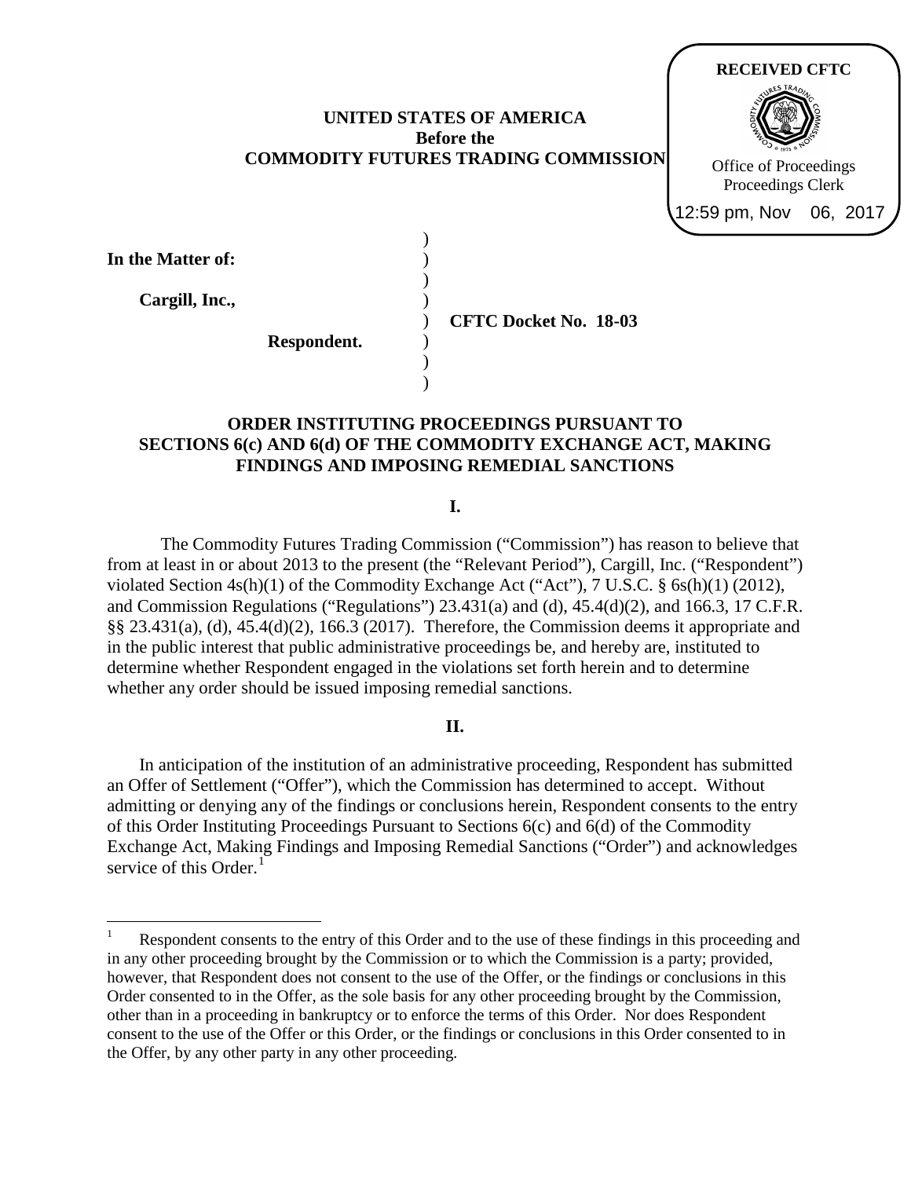RECEIVED CFTC

Office of Proceedings
Proceedings Clerk

12:59 pm, Nov 06, 2017

**UNITED STATES OF AMERICA**
**Before the**
**COMMODITY FUTURES TRADING COMMISSION**

**In the Matter of:**

**Cargill, Inc.,**

**Respondent.**

**CFTC Docket No. 18-03**

## ORDER INSTITUTING PROCEEDINGS PURSUANT TO SECTIONS 6(c) AND 6(d) OF THE COMMODITY EXCHANGE ACT, MAKING FINDINGS AND IMPOSING REMEDIAL SANCTIONS

### I.

The Commodity Futures Trading Commission ("Commission") has reason to believe that from at least in or about 2013 to the present (the "Relevant Period"), Cargill, Inc. ("Respondent") violated Section 4s(h)(1) of the Commodity Exchange Act ("Act"), 7 U.S.C. § 6s(h)(1) (2012), and Commission Regulations ("Regulations") 23.431(a) and (d), 45.4(d)(2), and 166.3, 17 C.F.R. §§ 23.431(a), (d), 45.4(d)(2), 166.3 (2017). Therefore, the Commission deems it appropriate and in the public interest that public administrative proceedings be, and hereby are, instituted to determine whether Respondent engaged in the violations set forth herein and to determine whether any order should be issued imposing remedial sanctions.

### II.

In anticipation of the institution of an administrative proceeding, Respondent has submitted an Offer of Settlement ("Offer"), which the Commission has determined to accept. Without admitting or denying any of the findings or conclusions herein, Respondent consents to the entry of this Order Instituting Proceedings Pursuant to Sections 6(c) and 6(d) of the Commodity Exchange Act, Making Findings and Imposing Remedial Sanctions ("Order") and acknowledges service of this Order.[1]

[1] Respondent consents to the entry of this Order and to the use of these findings in this proceeding and in any other proceeding brought by the Commission or to which the Commission is a party; provided, however, that Respondent does not consent to the use of the Offer, or the findings or conclusions in this Order consented to in the Offer, as the sole basis for any other proceeding brought by the Commission, other than in a proceeding in bankruptcy or to enforce the terms of this Order. Nor does Respondent consent to the use of the Offer or this Order, or the findings or conclusions in this Order consented to in the Offer, by any other party in any other proceeding.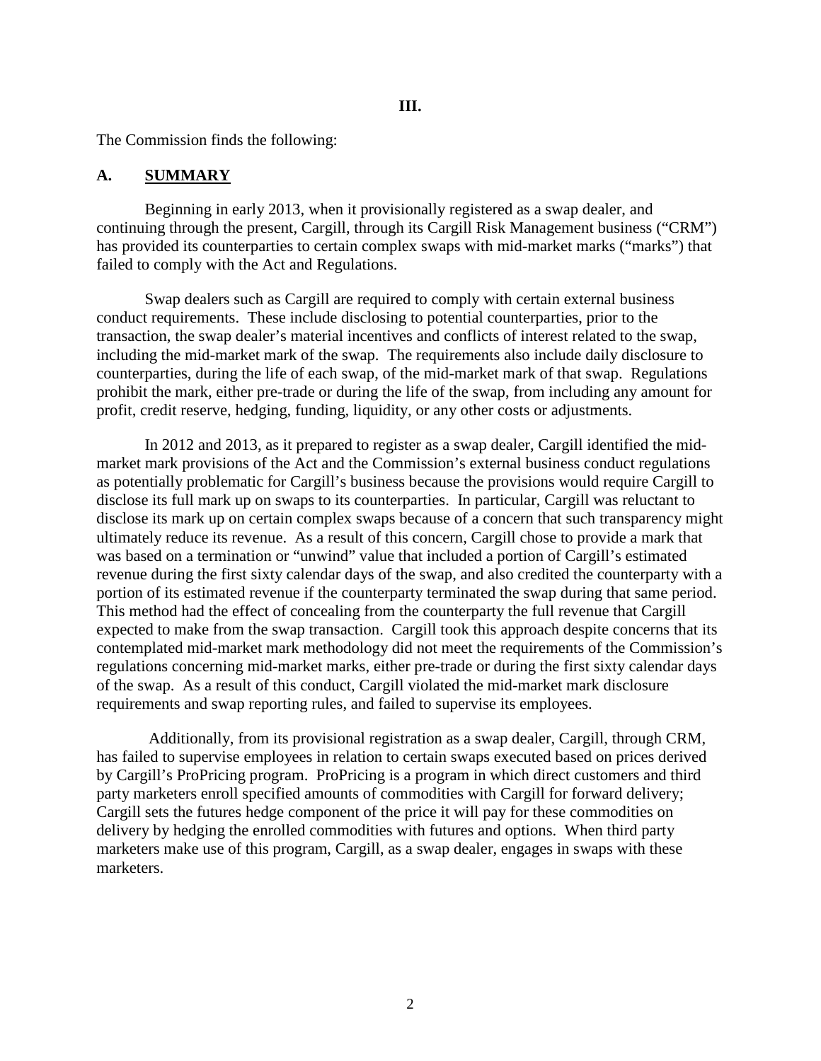**III.**

The Commission finds the following:

## A. SUMMARY

Beginning in early 2013, when it provisionally registered as a swap dealer, and continuing through the present, Cargill, through its Cargill Risk Management business ("CRM") has provided its counterparties to certain complex swaps with mid-market marks ("marks") that failed to comply with the Act and Regulations.

Swap dealers such as Cargill are required to comply with certain external business conduct requirements. These include disclosing to potential counterparties, prior to the transaction, the swap dealer's material incentives and conflicts of interest related to the swap, including the mid-market mark of the swap. The requirements also include daily disclosure to counterparties, during the life of each swap, of the mid-market mark of that swap. Regulations prohibit the mark, either pre-trade or during the life of the swap, from including any amount for profit, credit reserve, hedging, funding, liquidity, or any other costs or adjustments.

In 2012 and 2013, as it prepared to register as a swap dealer, Cargill identified the mid-market mark provisions of the Act and the Commission's external business conduct regulations as potentially problematic for Cargill's business because the provisions would require Cargill to disclose its full mark up on swaps to its counterparties. In particular, Cargill was reluctant to disclose its mark up on certain complex swaps because of a concern that such transparency might ultimately reduce its revenue. As a result of this concern, Cargill chose to provide a mark that was based on a termination or "unwind" value that included a portion of Cargill's estimated revenue during the first sixty calendar days of the swap, and also credited the counterparty with a portion of its estimated revenue if the counterparty terminated the swap during that same period. This method had the effect of concealing from the counterparty the full revenue that Cargill expected to make from the swap transaction. Cargill took this approach despite concerns that its contemplated mid-market mark methodology did not meet the requirements of the Commission's regulations concerning mid-market marks, either pre-trade or during the first sixty calendar days of the swap. As a result of this conduct, Cargill violated the mid-market mark disclosure requirements and swap reporting rules, and failed to supervise its employees.

Additionally, from its provisional registration as a swap dealer, Cargill, through CRM, has failed to supervise employees in relation to certain swaps executed based on prices derived by Cargill's ProPricing program. ProPricing is a program in which direct customers and third party marketers enroll specified amounts of commodities with Cargill for forward delivery; Cargill sets the futures hedge component of the price it will pay for these commodities on delivery by hedging the enrolled commodities with futures and options. When third party marketers make use of this program, Cargill, as a swap dealer, engages in swaps with these marketers.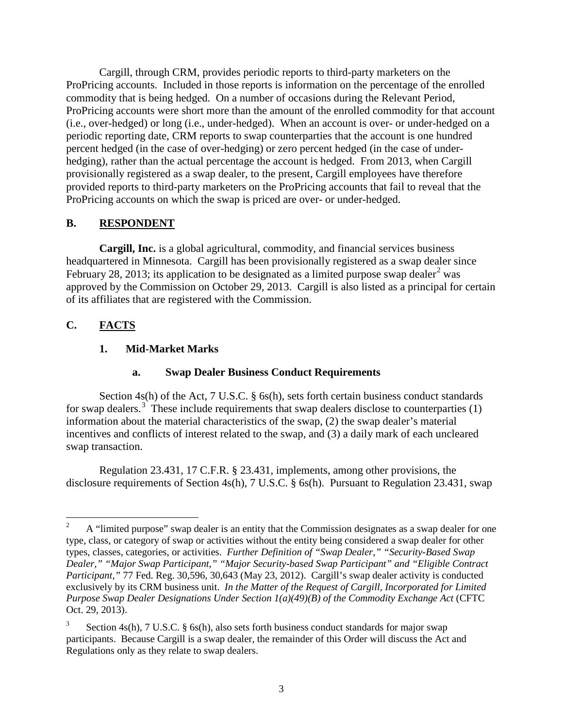Cargill, through CRM, provides periodic reports to third-party marketers on the ProPricing accounts. Included in those reports is information on the percentage of the enrolled commodity that is being hedged. On a number of occasions during the Relevant Period, ProPricing accounts were short more than the amount of the enrolled commodity for that account (i.e., over-hedged) or long (i.e., under-hedged). When an account is over- or under-hedged on a periodic reporting date, CRM reports to swap counterparties that the account is one hundred percent hedged (in the case of over-hedging) or zero percent hedged (in the case of under-hedging), rather than the actual percentage the account is hedged. From 2013, when Cargill provisionally registered as a swap dealer, to the present, Cargill employees have therefore provided reports to third-party marketers on the ProPricing accounts that fail to reveal that the ProPricing accounts on which the swap is priced are over- or under-hedged.

## B. RESPONDENT

**Cargill, Inc.** is a global agricultural, commodity, and financial services business headquartered in Minnesota. Cargill has been provisionally registered as a swap dealer since February 28, 2013; its application to be designated as a limited purpose swap dealer[2] was approved by the Commission on October 29, 2013. Cargill is also listed as a principal for certain of its affiliates that are registered with the Commission.

## C. FACTS

### 1. Mid-Market Marks

#### a. Swap Dealer Business Conduct Requirements

Section 4s(h) of the Act, 7 U.S.C. § 6s(h), sets forth certain business conduct standards for swap dealers.[3] These include requirements that swap dealers disclose to counterparties (1) information about the material characteristics of the swap, (2) the swap dealer's material incentives and conflicts of interest related to the swap, and (3) a daily mark of each uncleared swap transaction.

Regulation 23.431, 17 C.F.R. § 23.431, implements, among other provisions, the disclosure requirements of Section 4s(h), 7 U.S.C. § 6s(h). Pursuant to Regulation 23.431, swap

---

[2] A "limited purpose" swap dealer is an entity that the Commission designates as a swap dealer for one type, class, or category of swap or activities without the entity being considered a swap dealer for other types, classes, categories, or activities. *Further Definition of "Swap Dealer," "Security-Based Swap Dealer," "Major Swap Participant," "Major Security-based Swap Participant" and "Eligible Contract Participant,"* 77 Fed. Reg. 30,596, 30,643 (May 23, 2012). Cargill's swap dealer activity is conducted exclusively by its CRM business unit. *In the Matter of the Request of Cargill, Incorporated for Limited Purpose Swap Dealer Designations Under Section 1(a)(49)(B) of the Commodity Exchange Act* (CFTC Oct. 29, 2013).

[3] Section 4s(h), 7 U.S.C. § 6s(h), also sets forth business conduct standards for major swap participants. Because Cargill is a swap dealer, the remainder of this Order will discuss the Act and Regulations only as they relate to swap dealers.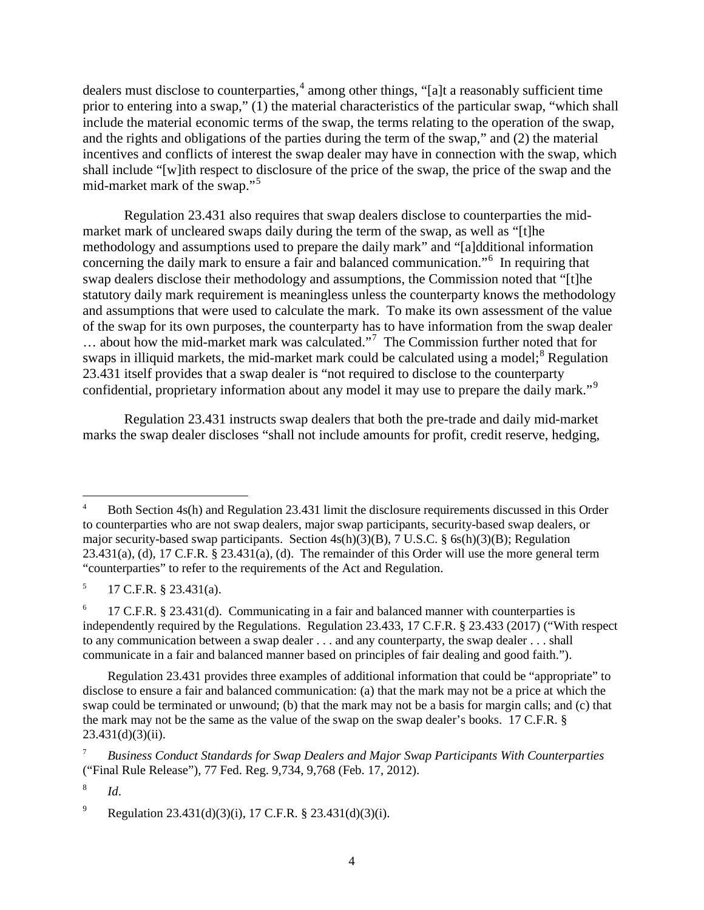dealers must disclose to counterparties,[4] among other things, "[a]t a reasonably sufficient time prior to entering into a swap," (1) the material characteristics of the particular swap, "which shall include the material economic terms of the swap, the terms relating to the operation of the swap, and the rights and obligations of the parties during the term of the swap," and (2) the material incentives and conflicts of interest the swap dealer may have in connection with the swap, which shall include "[w]ith respect to disclosure of the price of the swap, the price of the swap and the mid-market mark of the swap."[5]

Regulation 23.431 also requires that swap dealers disclose to counterparties the mid-market mark of uncleared swaps daily during the term of the swap, as well as "[t]he methodology and assumptions used to prepare the daily mark" and "[a]dditional information concerning the daily mark to ensure a fair and balanced communication."[6] In requiring that swap dealers disclose their methodology and assumptions, the Commission noted that "[t]he statutory daily mark requirement is meaningless unless the counterparty knows the methodology and assumptions that were used to calculate the mark. To make its own assessment of the value of the swap for its own purposes, the counterparty has to have information from the swap dealer … about how the mid-market mark was calculated."[7] The Commission further noted that for swaps in illiquid markets, the mid-market mark could be calculated using a model;[8] Regulation 23.431 itself provides that a swap dealer is "not required to disclose to the counterparty confidential, proprietary information about any model it may use to prepare the daily mark."[9]

Regulation 23.431 instructs swap dealers that both the pre-trade and daily mid-market marks the swap dealer discloses "shall not include amounts for profit, credit reserve, hedging,

---

[4] Both Section 4s(h) and Regulation 23.431 limit the disclosure requirements discussed in this Order to counterparties who are not swap dealers, major swap participants, security-based swap dealers, or major security-based swap participants. Section 4s(h)(3)(B), 7 U.S.C. § 6s(h)(3)(B); Regulation 23.431(a), (d), 17 C.F.R. § 23.431(a), (d). The remainder of this Order will use the more general term "counterparties" to refer to the requirements of the Act and Regulation.

[5] 17 C.F.R. § 23.431(a).

[6] 17 C.F.R. § 23.431(d). Communicating in a fair and balanced manner with counterparties is independently required by the Regulations. Regulation 23.433, 17 C.F.R. § 23.433 (2017) ("With respect to any communication between a swap dealer . . . and any counterparty, the swap dealer . . . shall communicate in a fair and balanced manner based on principles of fair dealing and good faith.").

Regulation 23.431 provides three examples of additional information that could be "appropriate" to disclose to ensure a fair and balanced communication: (a) that the mark may not be a price at which the swap could be terminated or unwound; (b) that the mark may not be a basis for margin calls; and (c) that the mark may not be the same as the value of the swap on the swap dealer's books. 17 C.F.R. § 23.431(d)(3)(ii).

[7] *Business Conduct Standards for Swap Dealers and Major Swap Participants With Counterparties* ("Final Rule Release"), 77 Fed. Reg. 9,734, 9,768 (Feb. 17, 2012).

[8] *Id*.

[9] Regulation 23.431(d)(3)(i), 17 C.F.R. § 23.431(d)(3)(i).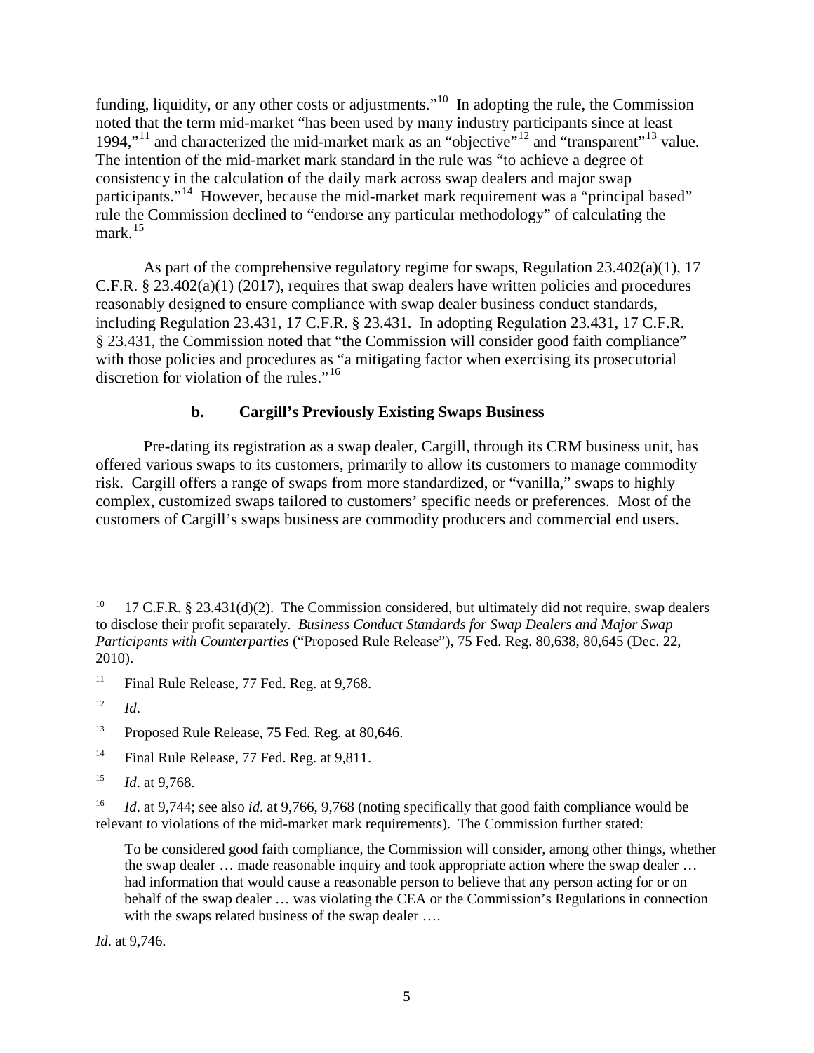funding, liquidity, or any other costs or adjustments."[10] In adopting the rule, the Commission noted that the term mid-market "has been used by many industry participants since at least 1994,"[11] and characterized the mid-market mark as an "objective"[12] and "transparent"[13] value. The intention of the mid-market mark standard in the rule was "to achieve a degree of consistency in the calculation of the daily mark across swap dealers and major swap participants."[14] However, because the mid-market mark requirement was a "principal based" rule the Commission declined to "endorse any particular methodology" of calculating the mark.[15]

As part of the comprehensive regulatory regime for swaps, Regulation 23.402(a)(1), 17 C.F.R. § 23.402(a)(1) (2017), requires that swap dealers have written policies and procedures reasonably designed to ensure compliance with swap dealer business conduct standards, including Regulation 23.431, 17 C.F.R. § 23.431. In adopting Regulation 23.431, 17 C.F.R. § 23.431, the Commission noted that "the Commission will consider good faith compliance" with those policies and procedures as "a mitigating factor when exercising its prosecutorial discretion for violation of the rules."[16]

### b. Cargill's Previously Existing Swaps Business

Pre-dating its registration as a swap dealer, Cargill, through its CRM business unit, has offered various swaps to its customers, primarily to allow its customers to manage commodity risk. Cargill offers a range of swaps from more standardized, or "vanilla," swaps to highly complex, customized swaps tailored to customers' specific needs or preferences. Most of the customers of Cargill's swaps business are commodity producers and commercial end users.

---

[10] 17 C.F.R. § 23.431(d)(2). The Commission considered, but ultimately did not require, swap dealers to disclose their profit separately. *Business Conduct Standards for Swap Dealers and Major Swap Participants with Counterparties* ("Proposed Rule Release"), 75 Fed. Reg. 80,638, 80,645 (Dec. 22, 2010).

[11] Final Rule Release, 77 Fed. Reg. at 9,768.

[12] *Id*.

[13] Proposed Rule Release, 75 Fed. Reg. at 80,646.

[14] Final Rule Release, 77 Fed. Reg. at 9,811.

[15] *Id*. at 9,768.

[16] *Id*. at 9,744; see also *id*. at 9,766, 9,768 (noting specifically that good faith compliance would be relevant to violations of the mid-market mark requirements). The Commission further stated:

> To be considered good faith compliance, the Commission will consider, among other things, whether the swap dealer … made reasonable inquiry and took appropriate action where the swap dealer … had information that would cause a reasonable person to believe that any person acting for or on behalf of the swap dealer … was violating the CEA or the Commission's Regulations in connection with the swaps related business of the swap dealer ….

*Id*. at 9,746.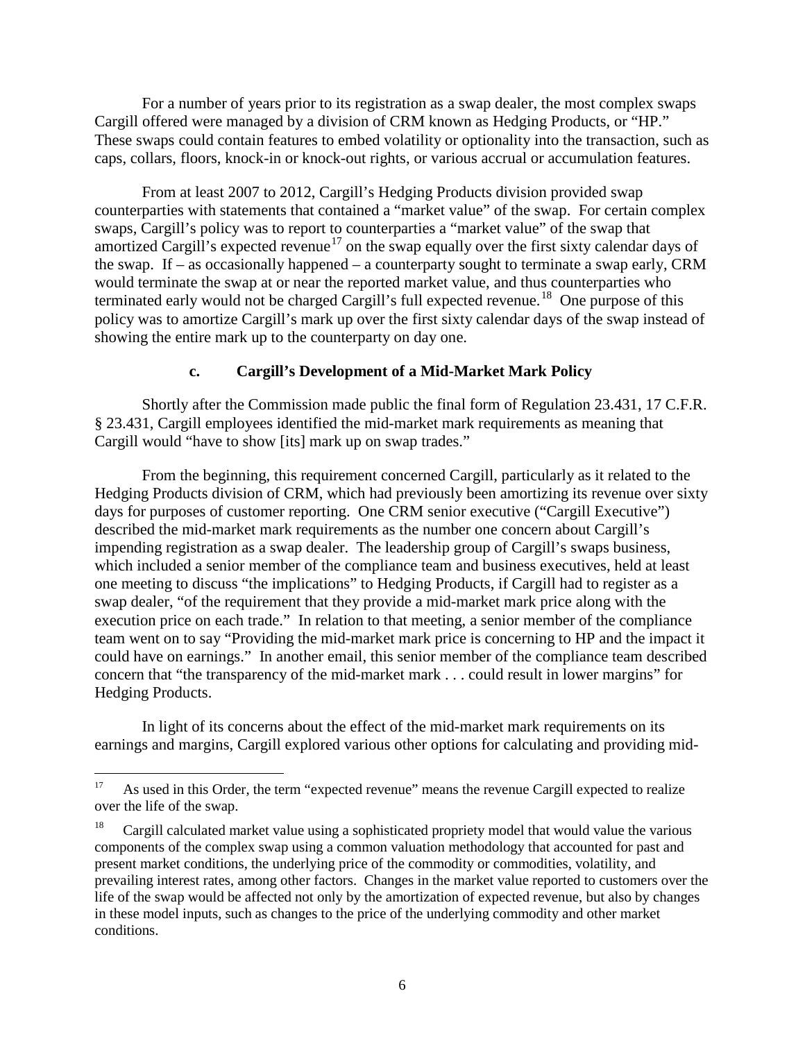For a number of years prior to its registration as a swap dealer, the most complex swaps Cargill offered were managed by a division of CRM known as Hedging Products, or "HP." These swaps could contain features to embed volatility or optionality into the transaction, such as caps, collars, floors, knock-in or knock-out rights, or various accrual or accumulation features.

From at least 2007 to 2012, Cargill's Hedging Products division provided swap counterparties with statements that contained a "market value" of the swap. For certain complex swaps, Cargill's policy was to report to counterparties a "market value" of the swap that amortized Cargill's expected revenue[17] on the swap equally over the first sixty calendar days of the swap. If – as occasionally happened – a counterparty sought to terminate a swap early, CRM would terminate the swap at or near the reported market value, and thus counterparties who terminated early would not be charged Cargill's full expected revenue.[18] One purpose of this policy was to amortize Cargill's mark up over the first sixty calendar days of the swap instead of showing the entire mark up to the counterparty on day one.

### c. Cargill's Development of a Mid-Market Mark Policy

Shortly after the Commission made public the final form of Regulation 23.431, 17 C.F.R. § 23.431, Cargill employees identified the mid-market mark requirements as meaning that Cargill would "have to show [its] mark up on swap trades."

From the beginning, this requirement concerned Cargill, particularly as it related to the Hedging Products division of CRM, which had previously been amortizing its revenue over sixty days for purposes of customer reporting. One CRM senior executive ("Cargill Executive") described the mid-market mark requirements as the number one concern about Cargill's impending registration as a swap dealer. The leadership group of Cargill's swaps business, which included a senior member of the compliance team and business executives, held at least one meeting to discuss "the implications" to Hedging Products, if Cargill had to register as a swap dealer, "of the requirement that they provide a mid-market mark price along with the execution price on each trade." In relation to that meeting, a senior member of the compliance team went on to say "Providing the mid-market mark price is concerning to HP and the impact it could have on earnings." In another email, this senior member of the compliance team described concern that "the transparency of the mid-market mark . . . could result in lower margins" for Hedging Products.

In light of its concerns about the effect of the mid-market mark requirements on its earnings and margins, Cargill explored various other options for calculating and providing mid-

---

[17] As used in this Order, the term "expected revenue" means the revenue Cargill expected to realize over the life of the swap.

[18] Cargill calculated market value using a sophisticated propriety model that would value the various components of the complex swap using a common valuation methodology that accounted for past and present market conditions, the underlying price of the commodity or commodities, volatility, and prevailing interest rates, among other factors. Changes in the market value reported to customers over the life of the swap would be affected not only by the amortization of expected revenue, but also by changes in these model inputs, such as changes to the price of the underlying commodity and other market conditions.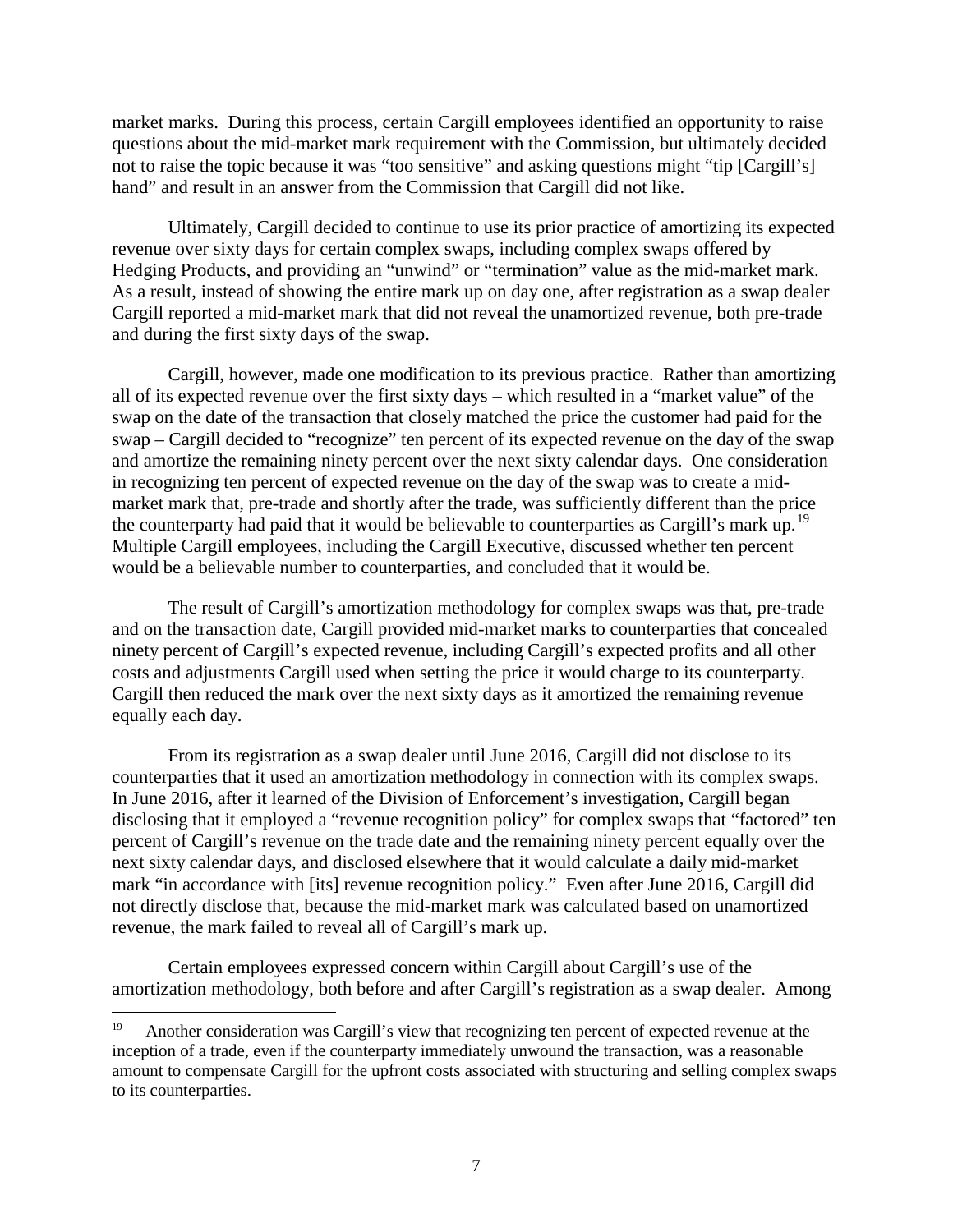market marks. During this process, certain Cargill employees identified an opportunity to raise questions about the mid-market mark requirement with the Commission, but ultimately decided not to raise the topic because it was "too sensitive" and asking questions might "tip [Cargill's] hand" and result in an answer from the Commission that Cargill did not like.

Ultimately, Cargill decided to continue to use its prior practice of amortizing its expected revenue over sixty days for certain complex swaps, including complex swaps offered by Hedging Products, and providing an "unwind" or "termination" value as the mid-market mark. As a result, instead of showing the entire mark up on day one, after registration as a swap dealer Cargill reported a mid-market mark that did not reveal the unamortized revenue, both pre-trade and during the first sixty days of the swap.

Cargill, however, made one modification to its previous practice. Rather than amortizing all of its expected revenue over the first sixty days – which resulted in a "market value" of the swap on the date of the transaction that closely matched the price the customer had paid for the swap – Cargill decided to "recognize" ten percent of its expected revenue on the day of the swap and amortize the remaining ninety percent over the next sixty calendar days. One consideration in recognizing ten percent of expected revenue on the day of the swap was to create a mid-market mark that, pre-trade and shortly after the trade, was sufficiently different than the price the counterparty had paid that it would be believable to counterparties as Cargill's mark up.[19] Multiple Cargill employees, including the Cargill Executive, discussed whether ten percent would be a believable number to counterparties, and concluded that it would be.

The result of Cargill's amortization methodology for complex swaps was that, pre-trade and on the transaction date, Cargill provided mid-market marks to counterparties that concealed ninety percent of Cargill's expected revenue, including Cargill's expected profits and all other costs and adjustments Cargill used when setting the price it would charge to its counterparty. Cargill then reduced the mark over the next sixty days as it amortized the remaining revenue equally each day.

From its registration as a swap dealer until June 2016, Cargill did not disclose to its counterparties that it used an amortization methodology in connection with its complex swaps. In June 2016, after it learned of the Division of Enforcement's investigation, Cargill began disclosing that it employed a "revenue recognition policy" for complex swaps that "factored" ten percent of Cargill's revenue on the trade date and the remaining ninety percent equally over the next sixty calendar days, and disclosed elsewhere that it would calculate a daily mid-market mark "in accordance with [its] revenue recognition policy." Even after June 2016, Cargill did not directly disclose that, because the mid-market mark was calculated based on unamortized revenue, the mark failed to reveal all of Cargill's mark up.

Certain employees expressed concern within Cargill about Cargill's use of the amortization methodology, both before and after Cargill's registration as a swap dealer. Among

---

[19] Another consideration was Cargill's view that recognizing ten percent of expected revenue at the inception of a trade, even if the counterparty immediately unwound the transaction, was a reasonable amount to compensate Cargill for the upfront costs associated with structuring and selling complex swaps to its counterparties.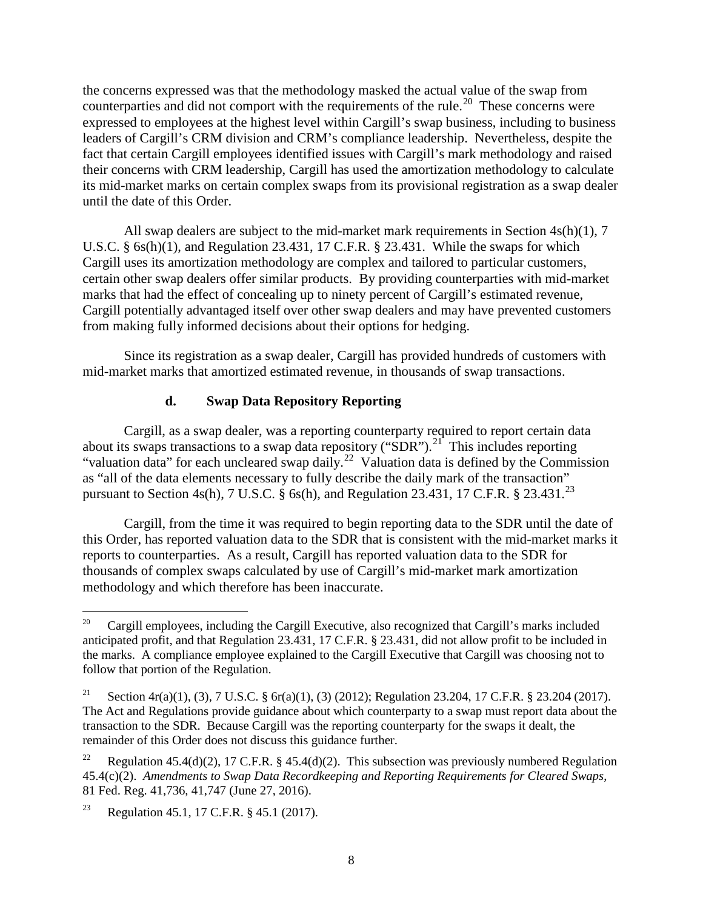the concerns expressed was that the methodology masked the actual value of the swap from counterparties and did not comport with the requirements of the rule.[20] These concerns were expressed to employees at the highest level within Cargill's swap business, including to business leaders of Cargill's CRM division and CRM's compliance leadership. Nevertheless, despite the fact that certain Cargill employees identified issues with Cargill's mark methodology and raised their concerns with CRM leadership, Cargill has used the amortization methodology to calculate its mid-market marks on certain complex swaps from its provisional registration as a swap dealer until the date of this Order.

All swap dealers are subject to the mid-market mark requirements in Section 4s(h)(1), 7 U.S.C. § 6s(h)(1), and Regulation 23.431, 17 C.F.R. § 23.431. While the swaps for which Cargill uses its amortization methodology are complex and tailored to particular customers, certain other swap dealers offer similar products. By providing counterparties with mid-market marks that had the effect of concealing up to ninety percent of Cargill's estimated revenue, Cargill potentially advantaged itself over other swap dealers and may have prevented customers from making fully informed decisions about their options for hedging.

Since its registration as a swap dealer, Cargill has provided hundreds of customers with mid-market marks that amortized estimated revenue, in thousands of swap transactions.

### d. Swap Data Repository Reporting

Cargill, as a swap dealer, was a reporting counterparty required to report certain data about its swaps transactions to a swap data repository ("SDR").[21] This includes reporting "valuation data" for each uncleared swap daily.[22] Valuation data is defined by the Commission as "all of the data elements necessary to fully describe the daily mark of the transaction" pursuant to Section 4s(h), 7 U.S.C. § 6s(h), and Regulation 23.431, 17 C.F.R. § 23.431.[23]

Cargill, from the time it was required to begin reporting data to the SDR until the date of this Order, has reported valuation data to the SDR that is consistent with the mid-market marks it reports to counterparties. As a result, Cargill has reported valuation data to the SDR for thousands of complex swaps calculated by use of Cargill's mid-market mark amortization methodology and which therefore has been inaccurate.

---

[20] Cargill employees, including the Cargill Executive, also recognized that Cargill's marks included anticipated profit, and that Regulation 23.431, 17 C.F.R. § 23.431, did not allow profit to be included in the marks. A compliance employee explained to the Cargill Executive that Cargill was choosing not to follow that portion of the Regulation.

[21] Section 4r(a)(1), (3), 7 U.S.C. § 6r(a)(1), (3) (2012); Regulation 23.204, 17 C.F.R. § 23.204 (2017). The Act and Regulations provide guidance about which counterparty to a swap must report data about the transaction to the SDR. Because Cargill was the reporting counterparty for the swaps it dealt, the remainder of this Order does not discuss this guidance further.

[22] Regulation 45.4(d)(2), 17 C.F.R. § 45.4(d)(2). This subsection was previously numbered Regulation 45.4(c)(2). *Amendments to Swap Data Recordkeeping and Reporting Requirements for Cleared Swaps*, 81 Fed. Reg. 41,736, 41,747 (June 27, 2016).

[23] Regulation 45.1, 17 C.F.R. § 45.1 (2017).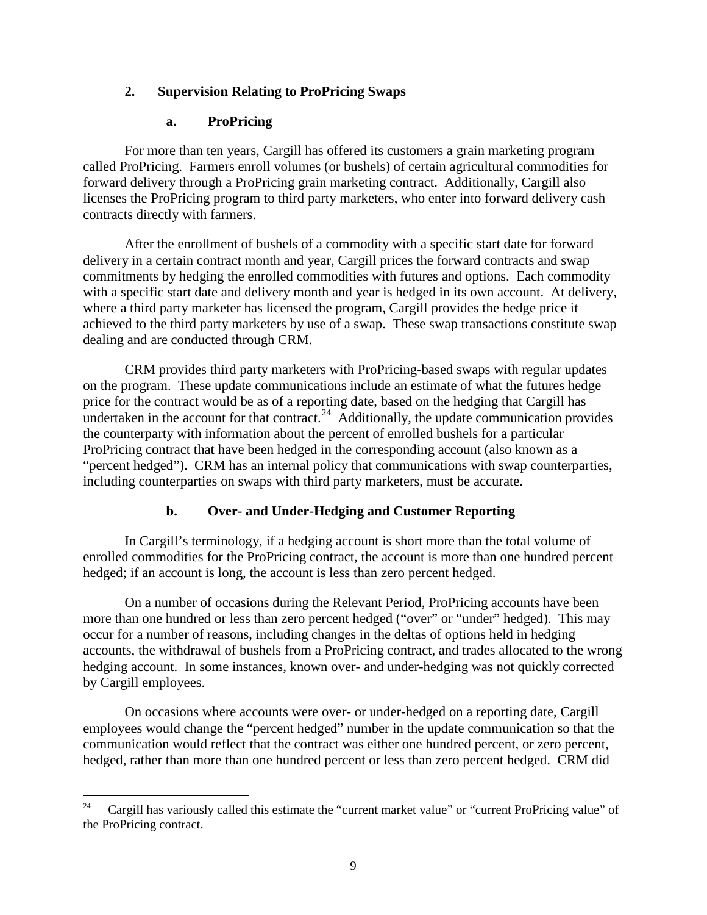## 2. Supervision Relating to ProPricing Swaps

### a. ProPricing

For more than ten years, Cargill has offered its customers a grain marketing program called ProPricing. Farmers enroll volumes (or bushels) of certain agricultural commodities for forward delivery through a ProPricing grain marketing contract. Additionally, Cargill also licenses the ProPricing program to third party marketers, who enter into forward delivery cash contracts directly with farmers.

After the enrollment of bushels of a commodity with a specific start date for forward delivery in a certain contract month and year, Cargill prices the forward contracts and swap commitments by hedging the enrolled commodities with futures and options. Each commodity with a specific start date and delivery month and year is hedged in its own account. At delivery, where a third party marketer has licensed the program, Cargill provides the hedge price it achieved to the third party marketers by use of a swap. These swap transactions constitute swap dealing and are conducted through CRM.

CRM provides third party marketers with ProPricing-based swaps with regular updates on the program. These update communications include an estimate of what the futures hedge price for the contract would be as of a reporting date, based on the hedging that Cargill has undertaken in the account for that contract.[24] Additionally, the update communication provides the counterparty with information about the percent of enrolled bushels for a particular ProPricing contract that have been hedged in the corresponding account (also known as a "percent hedged"). CRM has an internal policy that communications with swap counterparties, including counterparties on swaps with third party marketers, must be accurate.

### b. Over- and Under-Hedging and Customer Reporting

In Cargill's terminology, if a hedging account is short more than the total volume of enrolled commodities for the ProPricing contract, the account is more than one hundred percent hedged; if an account is long, the account is less than zero percent hedged.

On a number of occasions during the Relevant Period, ProPricing accounts have been more than one hundred or less than zero percent hedged ("over" or "under" hedged). This may occur for a number of reasons, including changes in the deltas of options held in hedging accounts, the withdrawal of bushels from a ProPricing contract, and trades allocated to the wrong hedging account. In some instances, known over- and under-hedging was not quickly corrected by Cargill employees.

On occasions where accounts were over- or under-hedged on a reporting date, Cargill employees would change the "percent hedged" number in the update communication so that the communication would reflect that the contract was either one hundred percent, or zero percent, hedged, rather than more than one hundred percent or less than zero percent hedged. CRM did

---

[24] Cargill has variously called this estimate the "current market value" or "current ProPricing value" of the ProPricing contract.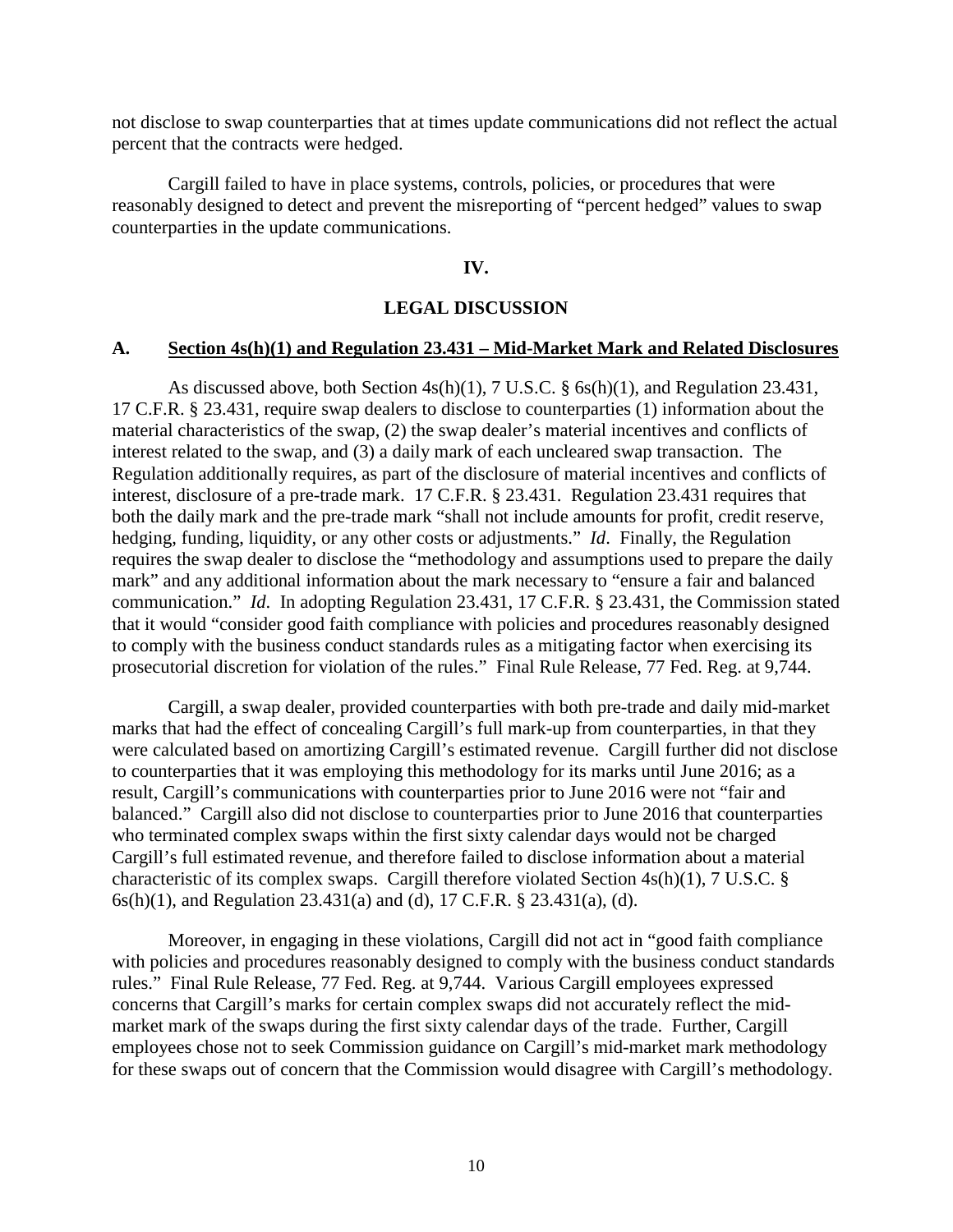not disclose to swap counterparties that at times update communications did not reflect the actual percent that the contracts were hedged.

Cargill failed to have in place systems, controls, policies, or procedures that were reasonably designed to detect and prevent the misreporting of "percent hedged" values to swap counterparties in the update communications.

## IV.

## LEGAL DISCUSSION

### A. Section 4s(h)(1) and Regulation 23.431 – Mid-Market Mark and Related Disclosures

As discussed above, both Section 4s(h)(1), 7 U.S.C. § 6s(h)(1), and Regulation 23.431, 17 C.F.R. § 23.431, require swap dealers to disclose to counterparties (1) information about the material characteristics of the swap, (2) the swap dealer's material incentives and conflicts of interest related to the swap, and (3) a daily mark of each uncleared swap transaction. The Regulation additionally requires, as part of the disclosure of material incentives and conflicts of interest, disclosure of a pre-trade mark. 17 C.F.R. § 23.431. Regulation 23.431 requires that both the daily mark and the pre-trade mark "shall not include amounts for profit, credit reserve, hedging, funding, liquidity, or any other costs or adjustments." *Id*. Finally, the Regulation requires the swap dealer to disclose the "methodology and assumptions used to prepare the daily mark" and any additional information about the mark necessary to "ensure a fair and balanced communication." *Id.* In adopting Regulation 23.431, 17 C.F.R. § 23.431, the Commission stated that it would "consider good faith compliance with policies and procedures reasonably designed to comply with the business conduct standards rules as a mitigating factor when exercising its prosecutorial discretion for violation of the rules." Final Rule Release, 77 Fed. Reg. at 9,744.

Cargill, a swap dealer, provided counterparties with both pre-trade and daily mid-market marks that had the effect of concealing Cargill's full mark-up from counterparties, in that they were calculated based on amortizing Cargill's estimated revenue. Cargill further did not disclose to counterparties that it was employing this methodology for its marks until June 2016; as a result, Cargill's communications with counterparties prior to June 2016 were not "fair and balanced." Cargill also did not disclose to counterparties prior to June 2016 that counterparties who terminated complex swaps within the first sixty calendar days would not be charged Cargill's full estimated revenue, and therefore failed to disclose information about a material characteristic of its complex swaps. Cargill therefore violated Section 4s(h)(1), 7 U.S.C. § 6s(h)(1), and Regulation 23.431(a) and (d), 17 C.F.R. § 23.431(a), (d).

Moreover, in engaging in these violations, Cargill did not act in "good faith compliance with policies and procedures reasonably designed to comply with the business conduct standards rules." Final Rule Release, 77 Fed. Reg. at 9,744. Various Cargill employees expressed concerns that Cargill's marks for certain complex swaps did not accurately reflect the mid-market mark of the swaps during the first sixty calendar days of the trade. Further, Cargill employees chose not to seek Commission guidance on Cargill's mid-market mark methodology for these swaps out of concern that the Commission would disagree with Cargill's methodology.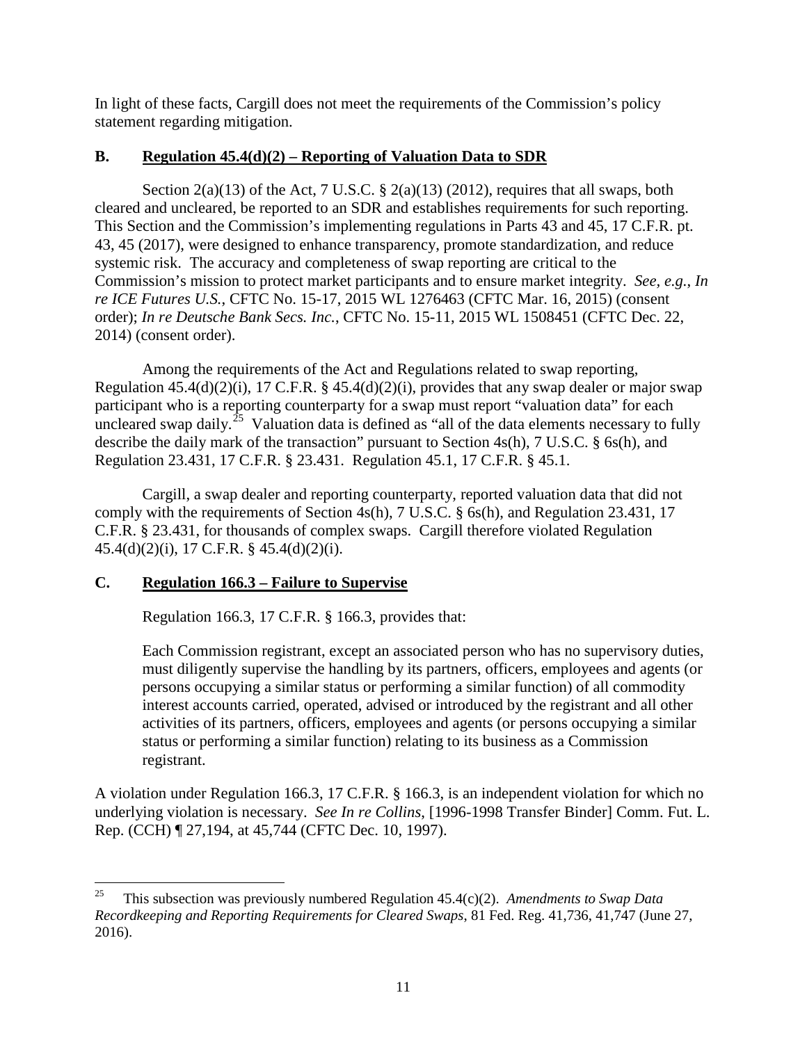In light of these facts, Cargill does not meet the requirements of the Commission's policy statement regarding mitigation.

### B. **Regulation 45.4(d)(2) – Reporting of Valuation Data to SDR**

Section 2(a)(13) of the Act, 7 U.S.C. § 2(a)(13) (2012), requires that all swaps, both cleared and uncleared, be reported to an SDR and establishes requirements for such reporting. This Section and the Commission's implementing regulations in Parts 43 and 45, 17 C.F.R. pt. 43, 45 (2017), were designed to enhance transparency, promote standardization, and reduce systemic risk. The accuracy and completeness of swap reporting are critical to the Commission's mission to protect market participants and to ensure market integrity. *See, e.g.*, *In re ICE Futures U.S.*, CFTC No. 15-17, 2015 WL 1276463 (CFTC Mar. 16, 2015) (consent order); *In re Deutsche Bank Secs. Inc.*, CFTC No. 15-11, 2015 WL 1508451 (CFTC Dec. 22, 2014) (consent order).

Among the requirements of the Act and Regulations related to swap reporting, Regulation 45.4(d)(2)(i), 17 C.F.R. § 45.4(d)(2)(i), provides that any swap dealer or major swap participant who is a reporting counterparty for a swap must report "valuation data" for each uncleared swap daily.[25] Valuation data is defined as "all of the data elements necessary to fully describe the daily mark of the transaction" pursuant to Section 4s(h), 7 U.S.C. § 6s(h), and Regulation 23.431, 17 C.F.R. § 23.431. Regulation 45.1, 17 C.F.R. § 45.1.

Cargill, a swap dealer and reporting counterparty, reported valuation data that did not comply with the requirements of Section 4s(h), 7 U.S.C. § 6s(h), and Regulation 23.431, 17 C.F.R. § 23.431, for thousands of complex swaps. Cargill therefore violated Regulation 45.4(d)(2)(i), 17 C.F.R. § 45.4(d)(2)(i).

### C. **Regulation 166.3 – Failure to Supervise**

Regulation 166.3, 17 C.F.R. § 166.3, provides that:

> Each Commission registrant, except an associated person who has no supervisory duties, must diligently supervise the handling by its partners, officers, employees and agents (or persons occupying a similar status or performing a similar function) of all commodity interest accounts carried, operated, advised or introduced by the registrant and all other activities of its partners, officers, employees and agents (or persons occupying a similar status or performing a similar function) relating to its business as a Commission registrant.

A violation under Regulation 166.3, 17 C.F.R. § 166.3, is an independent violation for which no underlying violation is necessary. *See In re Collins*, [1996-1998 Transfer Binder] Comm. Fut. L. Rep. (CCH) ¶ 27,194, at 45,744 (CFTC Dec. 10, 1997).

---

[25] This subsection was previously numbered Regulation 45.4(c)(2). *Amendments to Swap Data Recordkeeping and Reporting Requirements for Cleared Swaps*, 81 Fed. Reg. 41,736, 41,747 (June 27, 2016).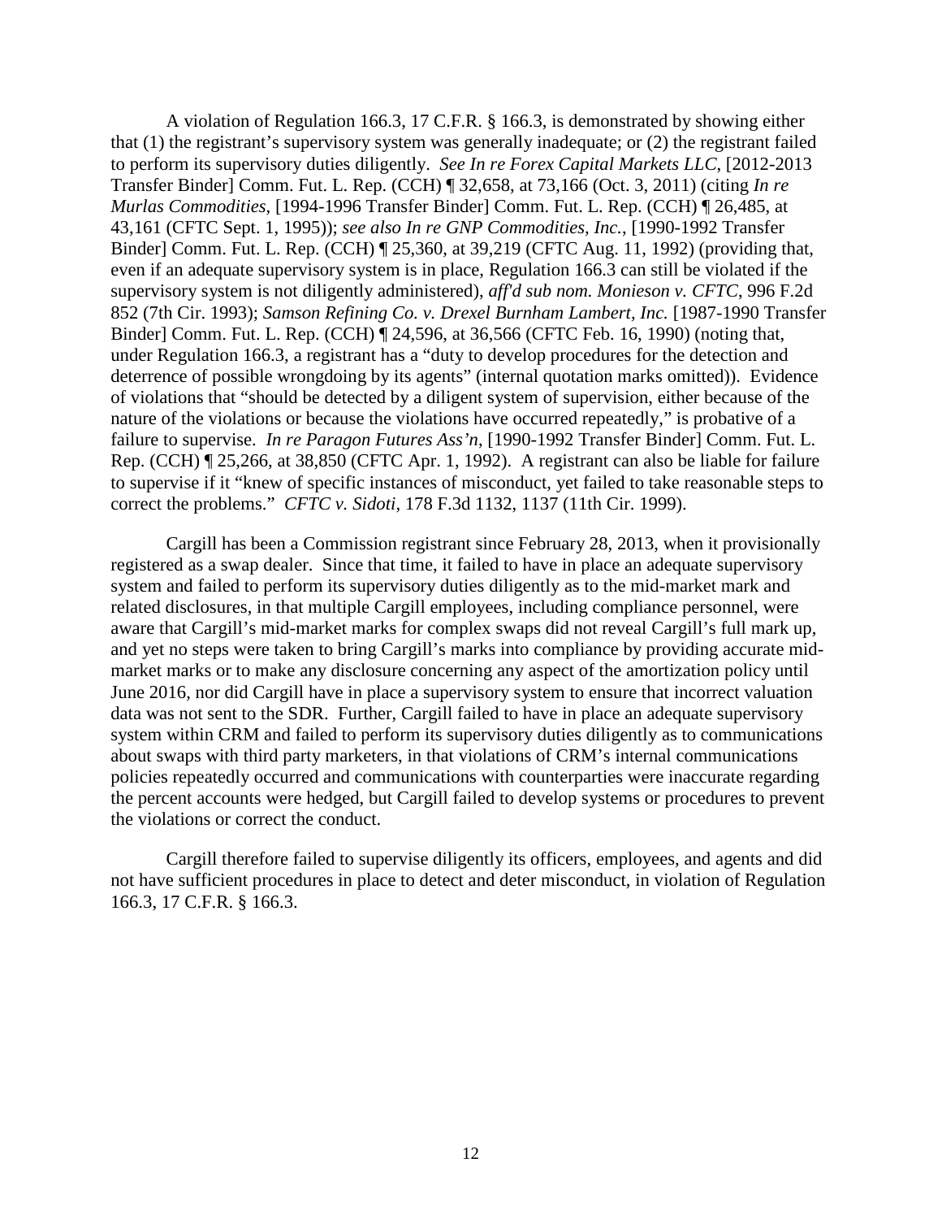A violation of Regulation 166.3, 17 C.F.R. § 166.3, is demonstrated by showing either that (1) the registrant's supervisory system was generally inadequate; or (2) the registrant failed to perform its supervisory duties diligently. *See In re Forex Capital Markets LLC*, [2012-2013 Transfer Binder] Comm. Fut. L. Rep. (CCH) ¶ 32,658, at 73,166 (Oct. 3, 2011) (citing *In re Murlas Commodities*, [1994-1996 Transfer Binder] Comm. Fut. L. Rep. (CCH) ¶ 26,485, at 43,161 (CFTC Sept. 1, 1995)); *see also In re GNP Commodities, Inc.*, [1990-1992 Transfer Binder] Comm. Fut. L. Rep. (CCH) ¶ 25,360, at 39,219 (CFTC Aug. 11, 1992) (providing that, even if an adequate supervisory system is in place, Regulation 166.3 can still be violated if the supervisory system is not diligently administered), *aff'd sub nom. Monieson v. CFTC*, 996 F.2d 852 (7th Cir. 1993); *Samson Refining Co. v. Drexel Burnham Lambert, Inc.* [1987-1990 Transfer Binder] Comm. Fut. L. Rep. (CCH) ¶ 24,596, at 36,566 (CFTC Feb. 16, 1990) (noting that, under Regulation 166.3, a registrant has a "duty to develop procedures for the detection and deterrence of possible wrongdoing by its agents" (internal quotation marks omitted)). Evidence of violations that "should be detected by a diligent system of supervision, either because of the nature of the violations or because the violations have occurred repeatedly," is probative of a failure to supervise. *In re Paragon Futures Ass'n*, [1990-1992 Transfer Binder] Comm. Fut. L. Rep. (CCH) ¶ 25,266, at 38,850 (CFTC Apr. 1, 1992). A registrant can also be liable for failure to supervise if it "knew of specific instances of misconduct, yet failed to take reasonable steps to correct the problems." *CFTC v. Sidoti*, 178 F.3d 1132, 1137 (11th Cir. 1999).

Cargill has been a Commission registrant since February 28, 2013, when it provisionally registered as a swap dealer. Since that time, it failed to have in place an adequate supervisory system and failed to perform its supervisory duties diligently as to the mid-market mark and related disclosures, in that multiple Cargill employees, including compliance personnel, were aware that Cargill's mid-market marks for complex swaps did not reveal Cargill's full mark up, and yet no steps were taken to bring Cargill's marks into compliance by providing accurate mid-market marks or to make any disclosure concerning any aspect of the amortization policy until June 2016, nor did Cargill have in place a supervisory system to ensure that incorrect valuation data was not sent to the SDR. Further, Cargill failed to have in place an adequate supervisory system within CRM and failed to perform its supervisory duties diligently as to communications about swaps with third party marketers, in that violations of CRM's internal communications policies repeatedly occurred and communications with counterparties were inaccurate regarding the percent accounts were hedged, but Cargill failed to develop systems or procedures to prevent the violations or correct the conduct.

Cargill therefore failed to supervise diligently its officers, employees, and agents and did not have sufficient procedures in place to detect and deter misconduct, in violation of Regulation 166.3, 17 C.F.R. § 166.3.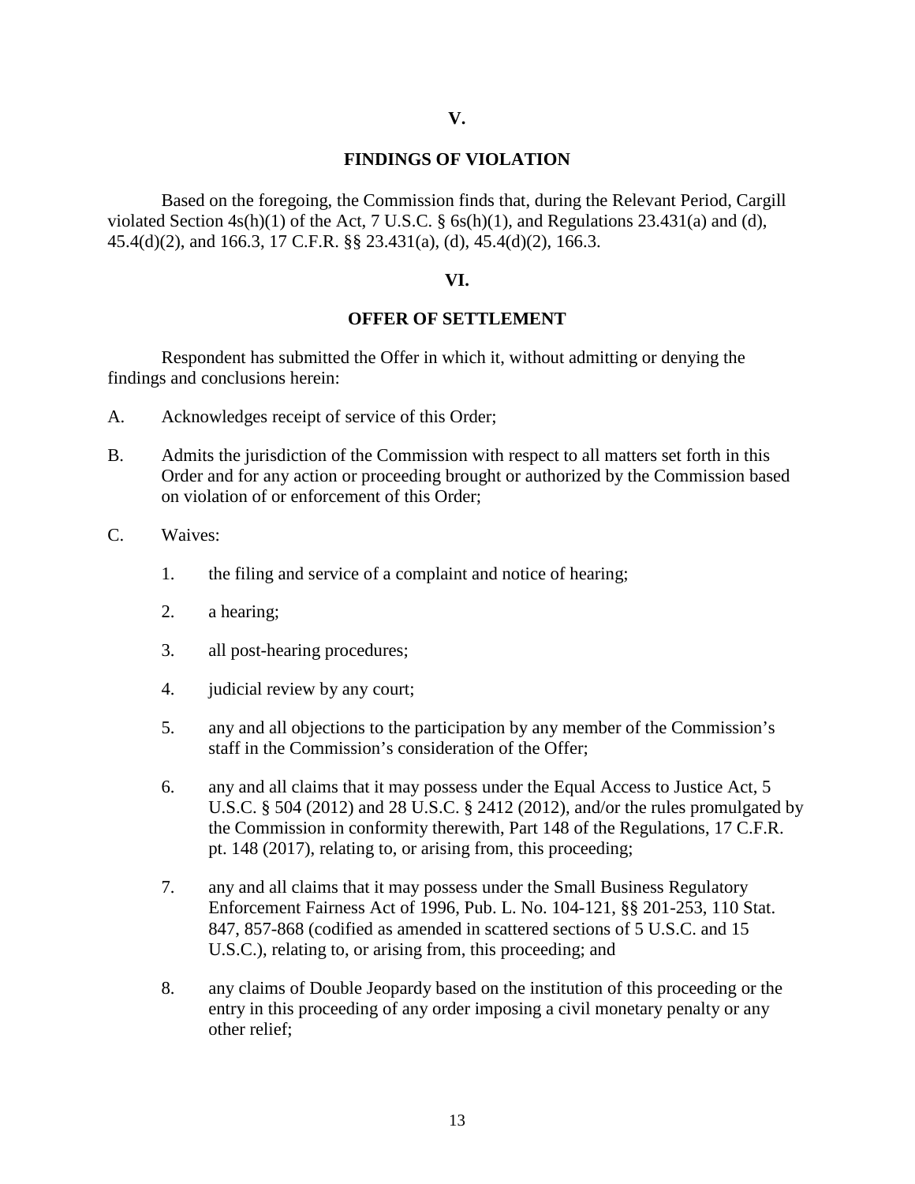## V.

## FINDINGS OF VIOLATION

Based on the foregoing, the Commission finds that, during the Relevant Period, Cargill violated Section 4s(h)(1) of the Act, 7 U.S.C. § 6s(h)(1), and Regulations 23.431(a) and (d), 45.4(d)(2), and 166.3, 17 C.F.R. §§ 23.431(a), (d), 45.4(d)(2), 166.3.

## VI.

## OFFER OF SETTLEMENT

Respondent has submitted the Offer in which it, without admitting or denying the findings and conclusions herein:

A. Acknowledges receipt of service of this Order;

B. Admits the jurisdiction of the Commission with respect to all matters set forth in this Order and for any action or proceeding brought or authorized by the Commission based on violation of or enforcement of this Order;

C. Waives:

1. the filing and service of a complaint and notice of hearing;

2. a hearing;

3. all post-hearing procedures;

4. judicial review by any court;

5. any and all objections to the participation by any member of the Commission's staff in the Commission's consideration of the Offer;

6. any and all claims that it may possess under the Equal Access to Justice Act, 5 U.S.C. § 504 (2012) and 28 U.S.C. § 2412 (2012), and/or the rules promulgated by the Commission in conformity therewith, Part 148 of the Regulations, 17 C.F.R. pt. 148 (2017), relating to, or arising from, this proceeding;

7. any and all claims that it may possess under the Small Business Regulatory Enforcement Fairness Act of 1996, Pub. L. No. 104-121, §§ 201-253, 110 Stat. 847, 857-868 (codified as amended in scattered sections of 5 U.S.C. and 15 U.S.C.), relating to, or arising from, this proceeding; and

8. any claims of Double Jeopardy based on the institution of this proceeding or the entry in this proceeding of any order imposing a civil monetary penalty or any other relief;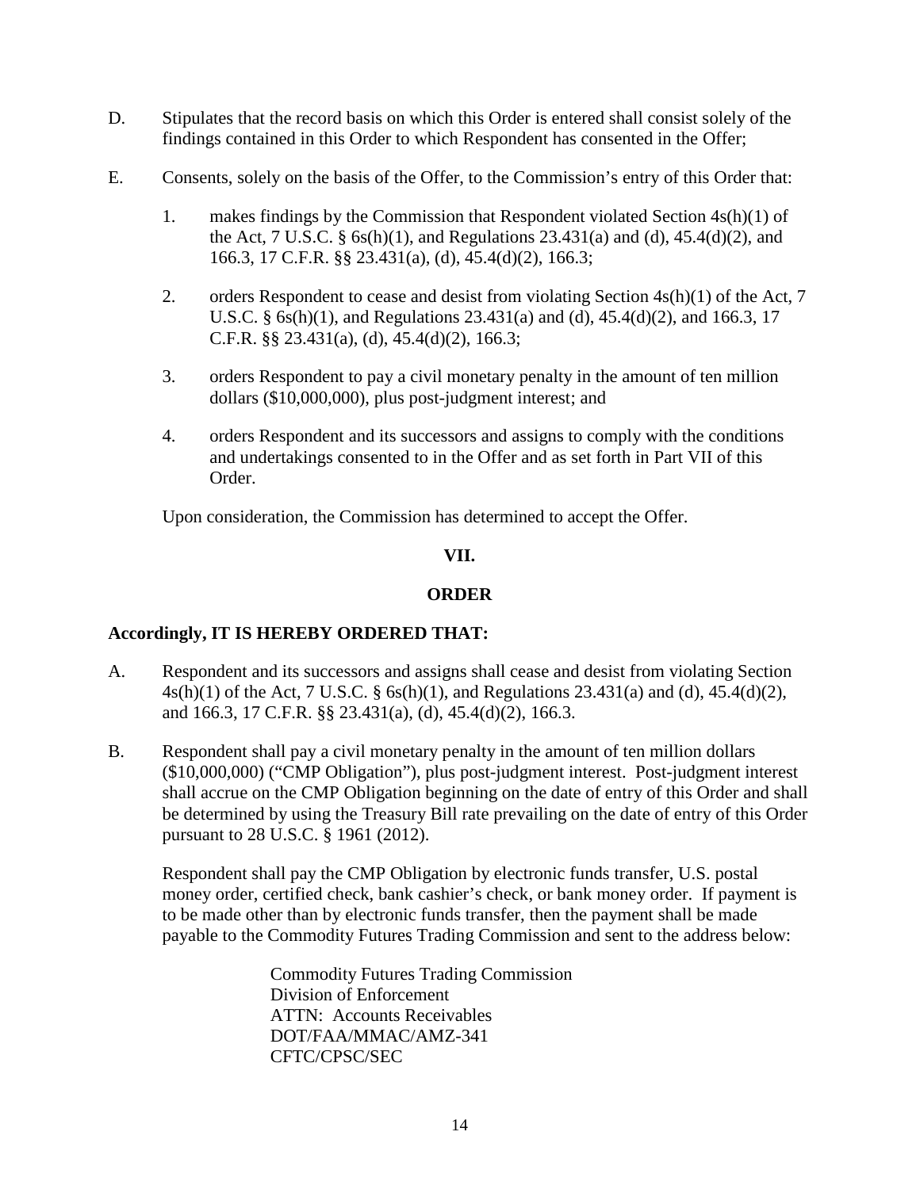D. Stipulates that the record basis on which this Order is entered shall consist solely of the findings contained in this Order to which Respondent has consented in the Offer;

E. Consents, solely on the basis of the Offer, to the Commission's entry of this Order that:

   1. makes findings by the Commission that Respondent violated Section 4s(h)(1) of the Act, 7 U.S.C. § 6s(h)(1), and Regulations 23.431(a) and (d), 45.4(d)(2), and 166.3, 17 C.F.R. §§ 23.431(a), (d), 45.4(d)(2), 166.3;

   2. orders Respondent to cease and desist from violating Section 4s(h)(1) of the Act, 7 U.S.C. § 6s(h)(1), and Regulations 23.431(a) and (d), 45.4(d)(2), and 166.3, 17 C.F.R. §§ 23.431(a), (d), 45.4(d)(2), 166.3;

   3. orders Respondent to pay a civil monetary penalty in the amount of ten million dollars ($10,000,000), plus post-judgment interest; and

   4. orders Respondent and its successors and assigns to comply with the conditions and undertakings consented to in the Offer and as set forth in Part VII of this Order.

Upon consideration, the Commission has determined to accept the Offer.

## VII.

## ORDER

**Accordingly, IT IS HEREBY ORDERED THAT:**

A. Respondent and its successors and assigns shall cease and desist from violating Section 4s(h)(1) of the Act, 7 U.S.C. § 6s(h)(1), and Regulations 23.431(a) and (d), 45.4(d)(2), and 166.3, 17 C.F.R. §§ 23.431(a), (d), 45.4(d)(2), 166.3.

B. Respondent shall pay a civil monetary penalty in the amount of ten million dollars ($10,000,000) ("CMP Obligation"), plus post-judgment interest. Post-judgment interest shall accrue on the CMP Obligation beginning on the date of entry of this Order and shall be determined by using the Treasury Bill rate prevailing on the date of entry of this Order pursuant to 28 U.S.C. § 1961 (2012).

   Respondent shall pay the CMP Obligation by electronic funds transfer, U.S. postal money order, certified check, bank cashier's check, or bank money order. If payment is to be made other than by electronic funds transfer, then the payment shall be made payable to the Commodity Futures Trading Commission and sent to the address below:

   Commodity Futures Trading Commission
   Division of Enforcement
   ATTN: Accounts Receivables
   DOT/FAA/MMAC/AMZ-341
   CFTC/CPSC/SEC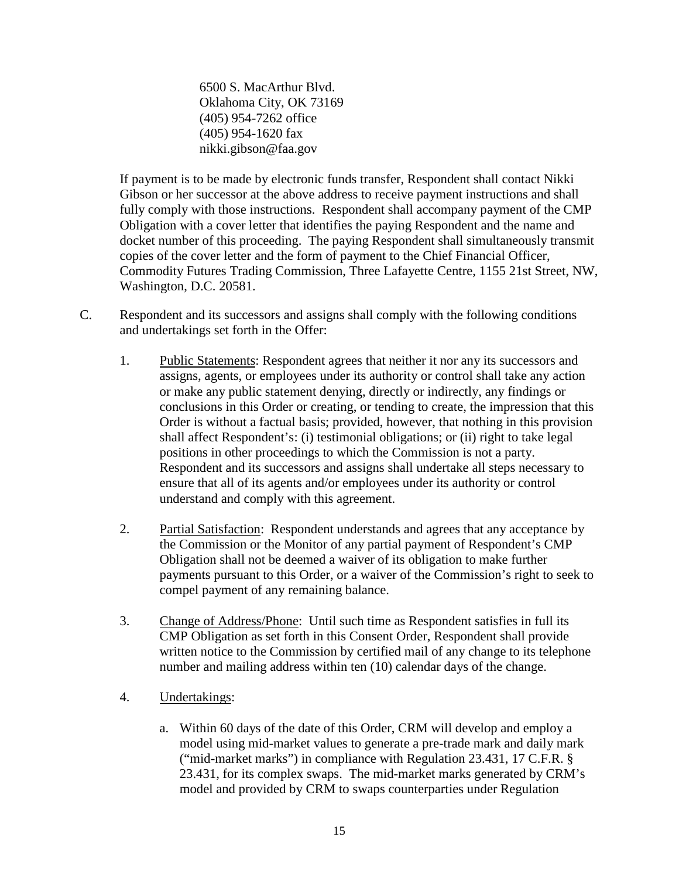6500 S. MacArthur Blvd.
Oklahoma City, OK 73169
(405) 954-7262 office
(405) 954-1620 fax
nikki.gibson@faa.gov

If payment is to be made by electronic funds transfer, Respondent shall contact Nikki Gibson or her successor at the above address to receive payment instructions and shall fully comply with those instructions. Respondent shall accompany payment of the CMP Obligation with a cover letter that identifies the paying Respondent and the name and docket number of this proceeding. The paying Respondent shall simultaneously transmit copies of the cover letter and the form of payment to the Chief Financial Officer, Commodity Futures Trading Commission, Three Lafayette Centre, 1155 21st Street, NW, Washington, D.C. 20581.

C. Respondent and its successors and assigns shall comply with the following conditions and undertakings set forth in the Offer:

1. Public Statements: Respondent agrees that neither it nor any its successors and assigns, agents, or employees under its authority or control shall take any action or make any public statement denying, directly or indirectly, any findings or conclusions in this Order or creating, or tending to create, the impression that this Order is without a factual basis; provided, however, that nothing in this provision shall affect Respondent's: (i) testimonial obligations; or (ii) right to take legal positions in other proceedings to which the Commission is not a party. Respondent and its successors and assigns shall undertake all steps necessary to ensure that all of its agents and/or employees under its authority or control understand and comply with this agreement.

2. Partial Satisfaction: Respondent understands and agrees that any acceptance by the Commission or the Monitor of any partial payment of Respondent's CMP Obligation shall not be deemed a waiver of its obligation to make further payments pursuant to this Order, or a waiver of the Commission's right to seek to compel payment of any remaining balance.

3. Change of Address/Phone: Until such time as Respondent satisfies in full its CMP Obligation as set forth in this Consent Order, Respondent shall provide written notice to the Commission by certified mail of any change to its telephone number and mailing address within ten (10) calendar days of the change.

4. Undertakings:

   a. Within 60 days of the date of this Order, CRM will develop and employ a model using mid-market values to generate a pre-trade mark and daily mark ("mid-market marks") in compliance with Regulation 23.431, 17 C.F.R. § 23.431, for its complex swaps. The mid-market marks generated by CRM's model and provided by CRM to swaps counterparties under Regulation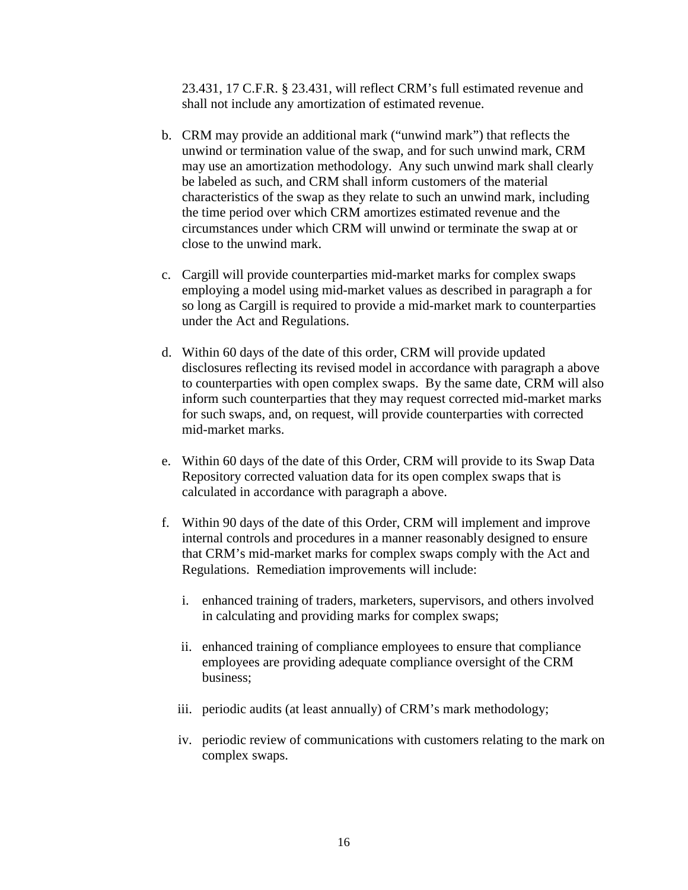23.431, 17 C.F.R. § 23.431, will reflect CRM's full estimated revenue and shall not include any amortization of estimated revenue.

b. CRM may provide an additional mark ("unwind mark") that reflects the unwind or termination value of the swap, and for such unwind mark, CRM may use an amortization methodology. Any such unwind mark shall clearly be labeled as such, and CRM shall inform customers of the material characteristics of the swap as they relate to such an unwind mark, including the time period over which CRM amortizes estimated revenue and the circumstances under which CRM will unwind or terminate the swap at or close to the unwind mark.

c. Cargill will provide counterparties mid-market marks for complex swaps employing a model using mid-market values as described in paragraph a for so long as Cargill is required to provide a mid-market mark to counterparties under the Act and Regulations.

d. Within 60 days of the date of this order, CRM will provide updated disclosures reflecting its revised model in accordance with paragraph a above to counterparties with open complex swaps. By the same date, CRM will also inform such counterparties that they may request corrected mid-market marks for such swaps, and, on request, will provide counterparties with corrected mid-market marks.

e. Within 60 days of the date of this Order, CRM will provide to its Swap Data Repository corrected valuation data for its open complex swaps that is calculated in accordance with paragraph a above.

f. Within 90 days of the date of this Order, CRM will implement and improve internal controls and procedures in a manner reasonably designed to ensure that CRM's mid-market marks for complex swaps comply with the Act and Regulations. Remediation improvements will include:

   i. enhanced training of traders, marketers, supervisors, and others involved in calculating and providing marks for complex swaps;

   ii. enhanced training of compliance employees to ensure that compliance employees are providing adequate compliance oversight of the CRM business;

   iii. periodic audits (at least annually) of CRM's mark methodology;

   iv. periodic review of communications with customers relating to the mark on complex swaps.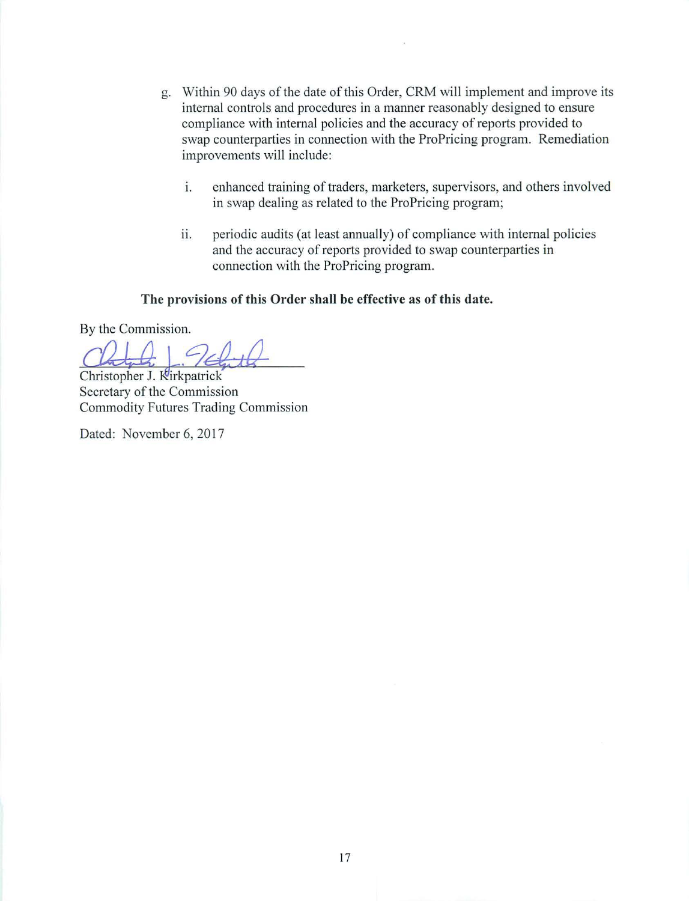g. Within 90 days of the date of this Order, CRM will implement and improve its internal controls and procedures in a manner reasonably designed to ensure compliance with internal policies and the accuracy of reports provided to swap counterparties in connection with the ProPricing program. Remediation improvements will include:

   i. enhanced training of traders, marketers, supervisors, and others involved in swap dealing as related to the ProPricing program;

   ii. periodic audits (at least annually) of compliance with internal policies and the accuracy of reports provided to swap counterparties in connection with the ProPricing program.

**The provisions of this Order shall be effective as of this date.**

By the Commission.

Christopher J. Kirkpatrick
Secretary of the Commission
Commodity Futures Trading Commission

Dated: November 6, 2017